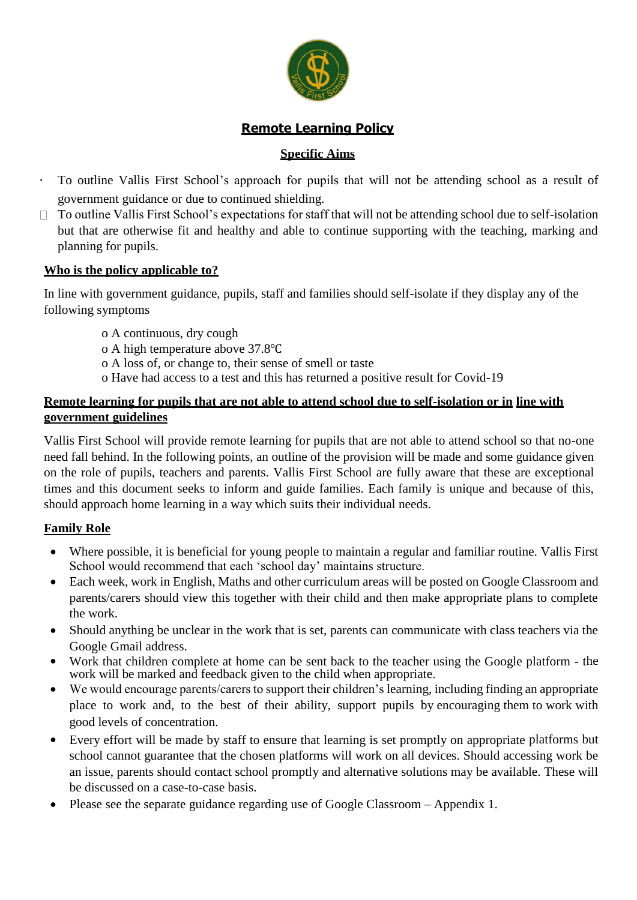# Remote Learning Policy

## Specific Aims

- To outline Vallis First School's approach for pupils that will not be attending school as a result of government guidance or due to continued shielding.
- To outline Vallis First School's expectations for staff that will not be attending school due to self-isolation but that are otherwise fit and healthy and able to continue supporting with the teaching, marking and planning for pupils.

## Who is the policy applicable to?

In line with government guidance, pupils, staff and families should self-isolate if they display any of the following symptoms

- A continuous, dry cough
- A high temperature above 37.8℃
- A loss of, or change to, their sense of smell or taste
- Have had access to a test and this has returned a positive result for Covid-19

## Remote learning for pupils that are not able to attend school due to self-isolation or in line with government guidelines

Vallis First School will provide remote learning for pupils that are not able to attend school so that no-one need fall behind. In the following points, an outline of the provision will be made and some guidance given on the role of pupils, teachers and parents. Vallis First School are fully aware that these are exceptional times and this document seeks to inform and guide families. Each family is unique and because of this, should approach home learning in a way which suits their individual needs.

## Family Role

- Where possible, it is beneficial for young people to maintain a regular and familiar routine. Vallis First School would recommend that each 'school day' maintains structure.
- Each week, work in English, Maths and other curriculum areas will be posted on Google Classroom and parents/carers should view this together with their child and then make appropriate plans to complete the work.
- Should anything be unclear in the work that is set, parents can communicate with class teachers via the Google Gmail address.
- Work that children complete at home can be sent back to the teacher using the Google platform - the work will be marked and feedback given to the child when appropriate.
- We would encourage parents/carers to support their children's learning, including finding an appropriate place to work and, to the best of their ability, support pupils by encouraging them to work with good levels of concentration.
- Every effort will be made by staff to ensure that learning is set promptly on appropriate platforms but school cannot guarantee that the chosen platforms will work on all devices. Should accessing work be an issue, parents should contact school promptly and alternative solutions may be available. These will be discussed on a case-to-case basis.
- Please see the separate guidance regarding use of Google Classroom – Appendix 1.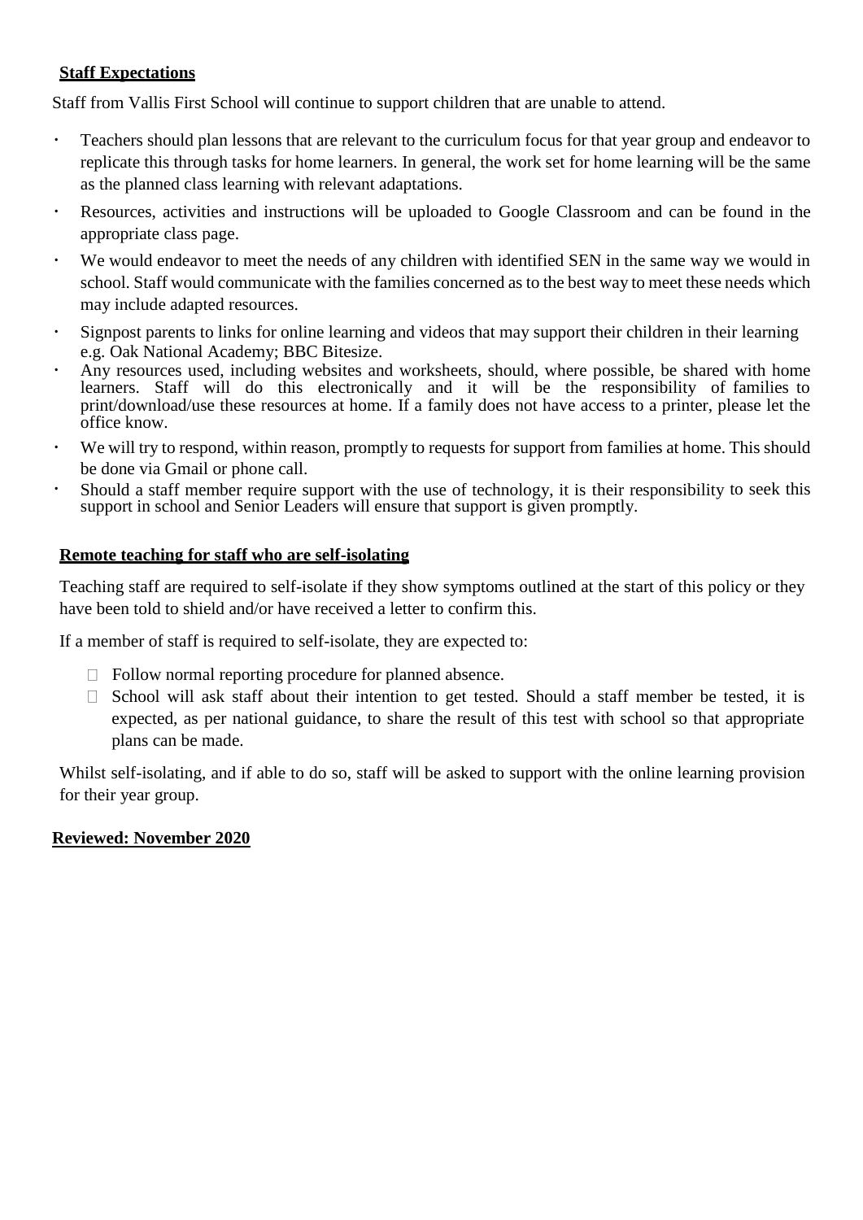## Staff Expectations

Staff from Vallis First School will continue to support children that are unable to attend.

- Teachers should plan lessons that are relevant to the curriculum focus for that year group and endeavor to replicate this through tasks for home learners. In general, the work set for home learning will be the same as the planned class learning with relevant adaptations.
- Resources, activities and instructions will be uploaded to Google Classroom and can be found in the appropriate class page.
- We would endeavor to meet the needs of any children with identified SEN in the same way we would in school. Staff would communicate with the families concerned as to the best way to meet these needs which may include adapted resources.
- Signpost parents to links for online learning and videos that may support their children in their learning e.g. Oak National Academy; BBC Bitesize.
- Any resources used, including websites and worksheets, should, where possible, be shared with home learners. Staff will do this electronically and it will be the responsibility of families to print/download/use these resources at home. If a family does not have access to a printer, please let the office know.
- We will try to respond, within reason, promptly to requests for support from families at home. This should be done via Gmail or phone call.
- Should a staff member require support with the use of technology, it is their responsibility to seek this support in school and Senior Leaders will ensure that support is given promptly.

## Remote teaching for staff who are self-isolating

Teaching staff are required to self-isolate if they show symptoms outlined at the start of this policy or they have been told to shield and/or have received a letter to confirm this.

If a member of staff is required to self-isolate, they are expected to:

- Follow normal reporting procedure for planned absence.
- School will ask staff about their intention to get tested. Should a staff member be tested, it is expected, as per national guidance, to share the result of this test with school so that appropriate plans can be made.

Whilst self-isolating, and if able to do so, staff will be asked to support with the online learning provision for their year group.

**Reviewed: November 2020**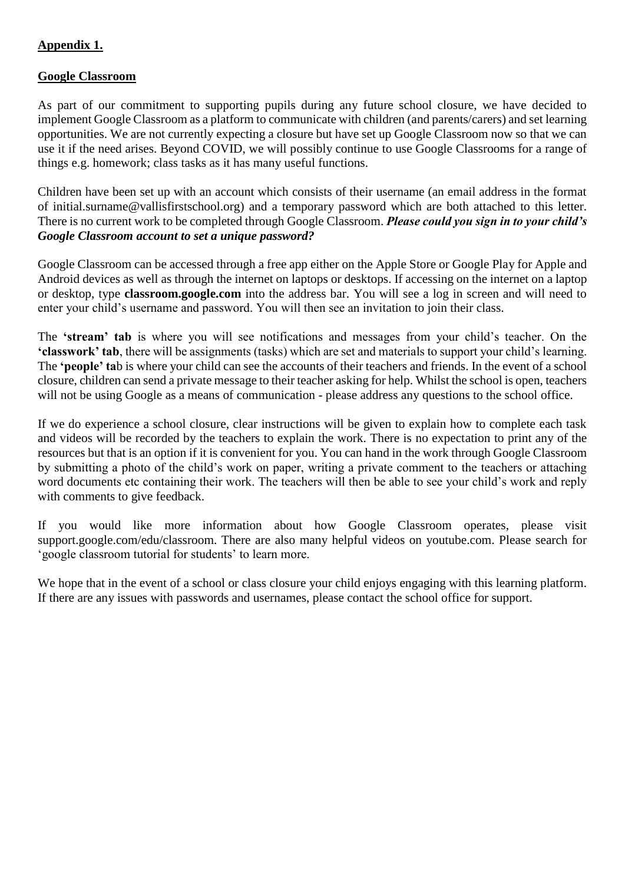**Appendix 1.**

**Google Classroom**

As part of our commitment to supporting pupils during any future school closure, we have decided to implement Google Classroom as a platform to communicate with children (and parents/carers) and set learning opportunities. We are not currently expecting a closure but have set up Google Classroom now so that we can use it if the need arises. Beyond COVID, we will possibly continue to use Google Classrooms for a range of things e.g. homework; class tasks as it has many useful functions.

Children have been set up with an account which consists of their username (an email address in the format of initial.surname@vallisfirstschool.org) and a temporary password which are both attached to this letter. There is no current work to be completed through Google Classroom. ***Please could you sign in to your child's Google Classroom account to set a unique password?***

Google Classroom can be accessed through a free app either on the Apple Store or Google Play for Apple and Android devices as well as through the internet on laptops or desktops. If accessing on the internet on a laptop or desktop, type **classroom.google.com** into the address bar. You will see a log in screen and will need to enter your child's username and password. You will then see an invitation to join their class.

The **'stream' tab** is where you will see notifications and messages from your child's teacher. On the **'classwork' tab**, there will be assignments (tasks) which are set and materials to support your child's learning. The **'people' ta**b is where your child can see the accounts of their teachers and friends. In the event of a school closure, children can send a private message to their teacher asking for help. Whilst the school is open, teachers will not be using Google as a means of communication - please address any questions to the school office.

If we do experience a school closure, clear instructions will be given to explain how to complete each task and videos will be recorded by the teachers to explain the work. There is no expectation to print any of the resources but that is an option if it is convenient for you. You can hand in the work through Google Classroom by submitting a photo of the child's work on paper, writing a private comment to the teachers or attaching word documents etc containing their work. The teachers will then be able to see your child's work and reply with comments to give feedback.

If you would like more information about how Google Classroom operates, please visit support.google.com/edu/classroom. There are also many helpful videos on youtube.com. Please search for 'google classroom tutorial for students' to learn more.

We hope that in the event of a school or class closure your child enjoys engaging with this learning platform. If there are any issues with passwords and usernames, please contact the school office for support.